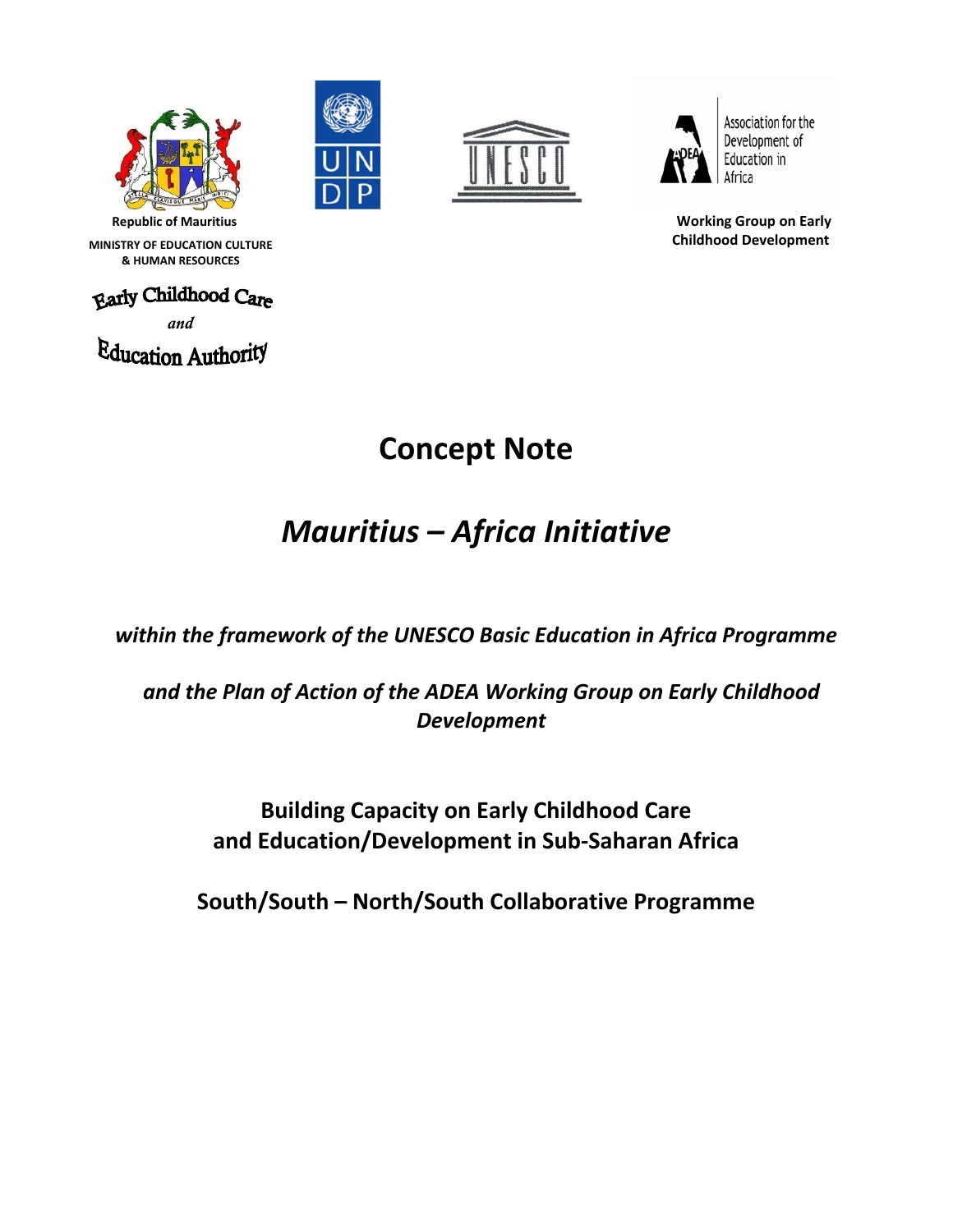Republic of Mauritius

MINISTRY OF EDUCATION CULTURE & HUMAN RESOURCES

Early Childhood Care *and* Education Authority

Association for the Development of Education in Africa

Working Group on Early Childhood Development

# Concept Note

## *Mauritius – Africa Initiative*

***within the framework of the UNESCO Basic Education in Africa Programme***

***and the Plan of Action of the ADEA Working Group on Early Childhood Development***

**Building Capacity on Early Childhood Care and Education/Development in Sub-Saharan Africa**

**South/South – North/South Collaborative Programme**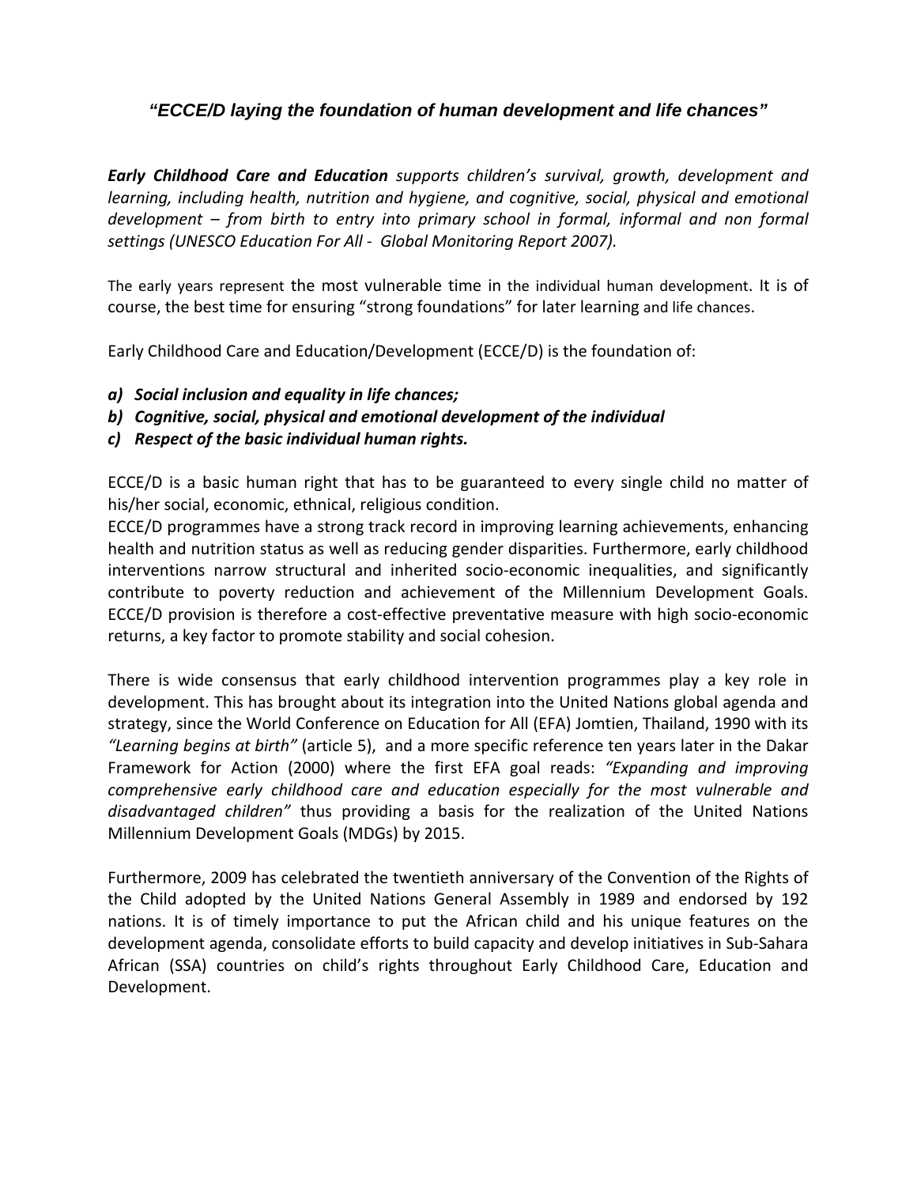## *"ECCE/D laying the foundation of human development and life chances"*

***Early Childhood Care and Education*** *supports children's survival, growth, development and learning, including health, nutrition and hygiene, and cognitive, social, physical and emotional development – from birth to entry into primary school in formal, informal and non formal settings (UNESCO Education For All - Global Monitoring Report 2007).*

The early years represent the most vulnerable time in the individual human development. It is of course, the best time for ensuring "strong foundations" for later learning and life chances.

Early Childhood Care and Education/Development (ECCE/D) is the foundation of:

***a) Social inclusion and equality in life chances;***
***b) Cognitive, social, physical and emotional development of the individual***
***c) Respect of the basic individual human rights.***

ECCE/D is a basic human right that has to be guaranteed to every single child no matter of his/her social, economic, ethnical, religious condition.
ECCE/D programmes have a strong track record in improving learning achievements, enhancing health and nutrition status as well as reducing gender disparities. Furthermore, early childhood interventions narrow structural and inherited socio-economic inequalities, and significantly contribute to poverty reduction and achievement of the Millennium Development Goals. ECCE/D provision is therefore a cost-effective preventative measure with high socio-economic returns, a key factor to promote stability and social cohesion.

There is wide consensus that early childhood intervention programmes play a key role in development. This has brought about its integration into the United Nations global agenda and strategy, since the World Conference on Education for All (EFA) Jomtien, Thailand, 1990 with its *"Learning begins at birth"* (article 5), and a more specific reference ten years later in the Dakar Framework for Action (2000) where the first EFA goal reads: *"Expanding and improving comprehensive early childhood care and education especially for the most vulnerable and disadvantaged children"* thus providing a basis for the realization of the United Nations Millennium Development Goals (MDGs) by 2015.

Furthermore, 2009 has celebrated the twentieth anniversary of the Convention of the Rights of the Child adopted by the United Nations General Assembly in 1989 and endorsed by 192 nations. It is of timely importance to put the African child and his unique features on the development agenda, consolidate efforts to build capacity and develop initiatives in Sub-Sahara African (SSA) countries on child's rights throughout Early Childhood Care, Education and Development.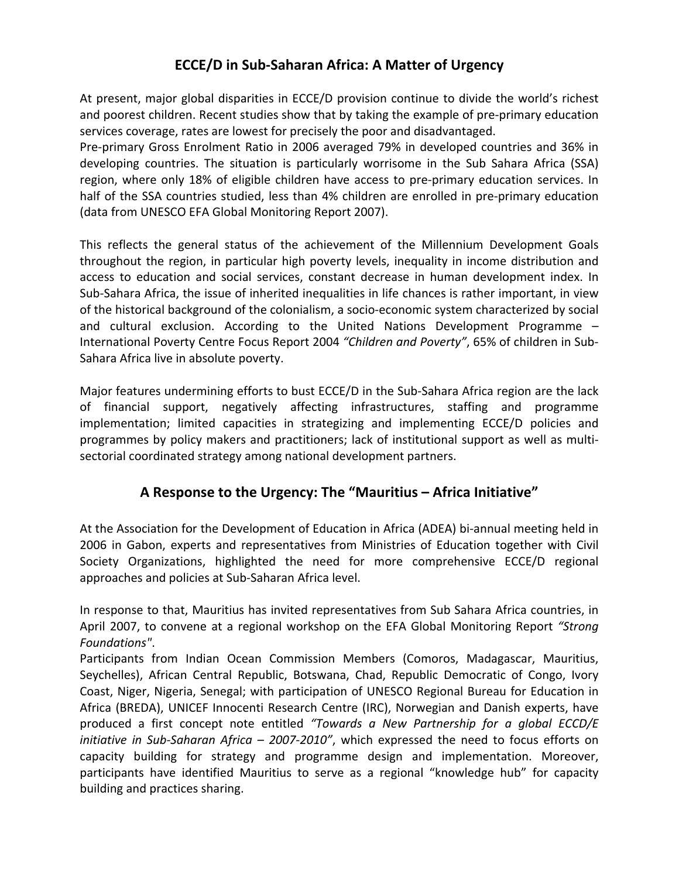## ECCE/D in Sub-Saharan Africa: A Matter of Urgency

At present, major global disparities in ECCE/D provision continue to divide the world's richest and poorest children. Recent studies show that by taking the example of pre-primary education services coverage, rates are lowest for precisely the poor and disadvantaged.
Pre-primary Gross Enrolment Ratio in 2006 averaged 79% in developed countries and 36% in developing countries. The situation is particularly worrisome in the Sub Sahara Africa (SSA) region, where only 18% of eligible children have access to pre-primary education services. In half of the SSA countries studied, less than 4% children are enrolled in pre-primary education (data from UNESCO EFA Global Monitoring Report 2007).

This reflects the general status of the achievement of the Millennium Development Goals throughout the region, in particular high poverty levels, inequality in income distribution and access to education and social services, constant decrease in human development index. In Sub-Sahara Africa, the issue of inherited inequalities in life chances is rather important, in view of the historical background of the colonialism, a socio-economic system characterized by social and cultural exclusion. According to the United Nations Development Programme – International Poverty Centre Focus Report 2004 *"Children and Poverty"*, 65% of children in Sub-Sahara Africa live in absolute poverty.

Major features undermining efforts to bust ECCE/D in the Sub-Sahara Africa region are the lack of financial support, negatively affecting infrastructures, staffing and programme implementation; limited capacities in strategizing and implementing ECCE/D policies and programmes by policy makers and practitioners; lack of institutional support as well as multi-sectorial coordinated strategy among national development partners.

## A Response to the Urgency: The "Mauritius – Africa Initiative"

At the Association for the Development of Education in Africa (ADEA) bi-annual meeting held in 2006 in Gabon, experts and representatives from Ministries of Education together with Civil Society Organizations, highlighted the need for more comprehensive ECCE/D regional approaches and policies at Sub-Saharan Africa level.

In response to that, Mauritius has invited representatives from Sub Sahara Africa countries, in April 2007, to convene at a regional workshop on the EFA Global Monitoring Report *"Strong Foundations"*.
Participants from Indian Ocean Commission Members (Comoros, Madagascar, Mauritius, Seychelles), African Central Republic, Botswana, Chad, Republic Democratic of Congo, Ivory Coast, Niger, Nigeria, Senegal; with participation of UNESCO Regional Bureau for Education in Africa (BREDA), UNICEF Innocenti Research Centre (IRC), Norwegian and Danish experts, have produced a first concept note entitled *"Towards a New Partnership for a global ECCD/E initiative in Sub-Saharan Africa – 2007-2010"*, which expressed the need to focus efforts on capacity building for strategy and programme design and implementation. Moreover, participants have identified Mauritius to serve as a regional "knowledge hub" for capacity building and practices sharing.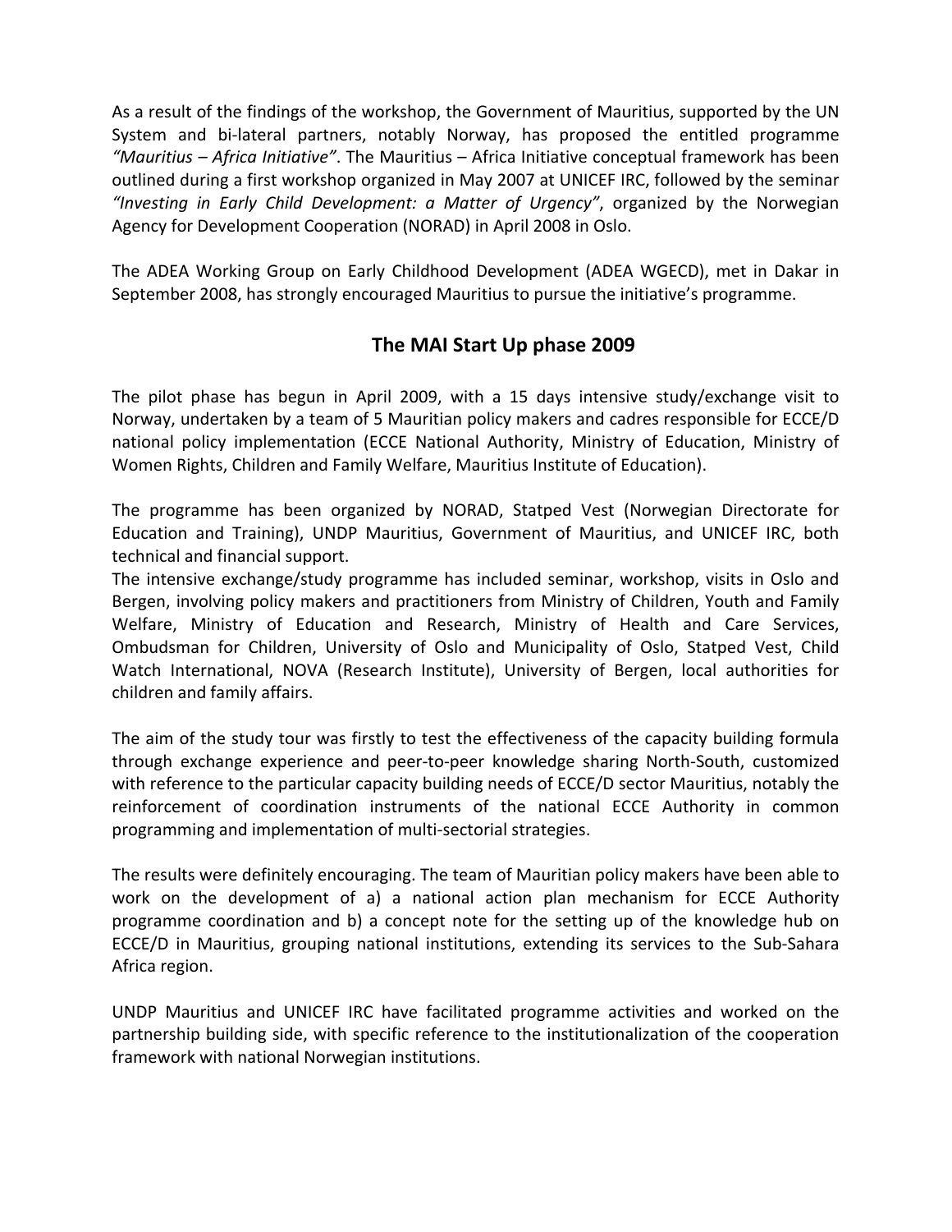As a result of the findings of the workshop, the Government of Mauritius, supported by the UN System and bi-lateral partners, notably Norway, has proposed the entitled programme *"Mauritius – Africa Initiative"*. The Mauritius – Africa Initiative conceptual framework has been outlined during a first workshop organized in May 2007 at UNICEF IRC, followed by the seminar *"Investing in Early Child Development: a Matter of Urgency"*, organized by the Norwegian Agency for Development Cooperation (NORAD) in April 2008 in Oslo.

The ADEA Working Group on Early Childhood Development (ADEA WGECD), met in Dakar in September 2008, has strongly encouraged Mauritius to pursue the initiative's programme.

## The MAI Start Up phase 2009

The pilot phase has begun in April 2009, with a 15 days intensive study/exchange visit to Norway, undertaken by a team of 5 Mauritian policy makers and cadres responsible for ECCE/D national policy implementation (ECCE National Authority, Ministry of Education, Ministry of Women Rights, Children and Family Welfare, Mauritius Institute of Education).

The programme has been organized by NORAD, Statped Vest (Norwegian Directorate for Education and Training), UNDP Mauritius, Government of Mauritius, and UNICEF IRC, both technical and financial support.

The intensive exchange/study programme has included seminar, workshop, visits in Oslo and Bergen, involving policy makers and practitioners from Ministry of Children, Youth and Family Welfare, Ministry of Education and Research, Ministry of Health and Care Services, Ombudsman for Children, University of Oslo and Municipality of Oslo, Statped Vest, Child Watch International, NOVA (Research Institute), University of Bergen, local authorities for children and family affairs.

The aim of the study tour was firstly to test the effectiveness of the capacity building formula through exchange experience and peer-to-peer knowledge sharing North-South, customized with reference to the particular capacity building needs of ECCE/D sector Mauritius, notably the reinforcement of coordination instruments of the national ECCE Authority in common programming and implementation of multi-sectorial strategies.

The results were definitely encouraging. The team of Mauritian policy makers have been able to work on the development of a) a national action plan mechanism for ECCE Authority programme coordination and b) a concept note for the setting up of the knowledge hub on ECCE/D in Mauritius, grouping national institutions, extending its services to the Sub-Sahara Africa region.

UNDP Mauritius and UNICEF IRC have facilitated programme activities and worked on the partnership building side, with specific reference to the institutionalization of the cooperation framework with national Norwegian institutions.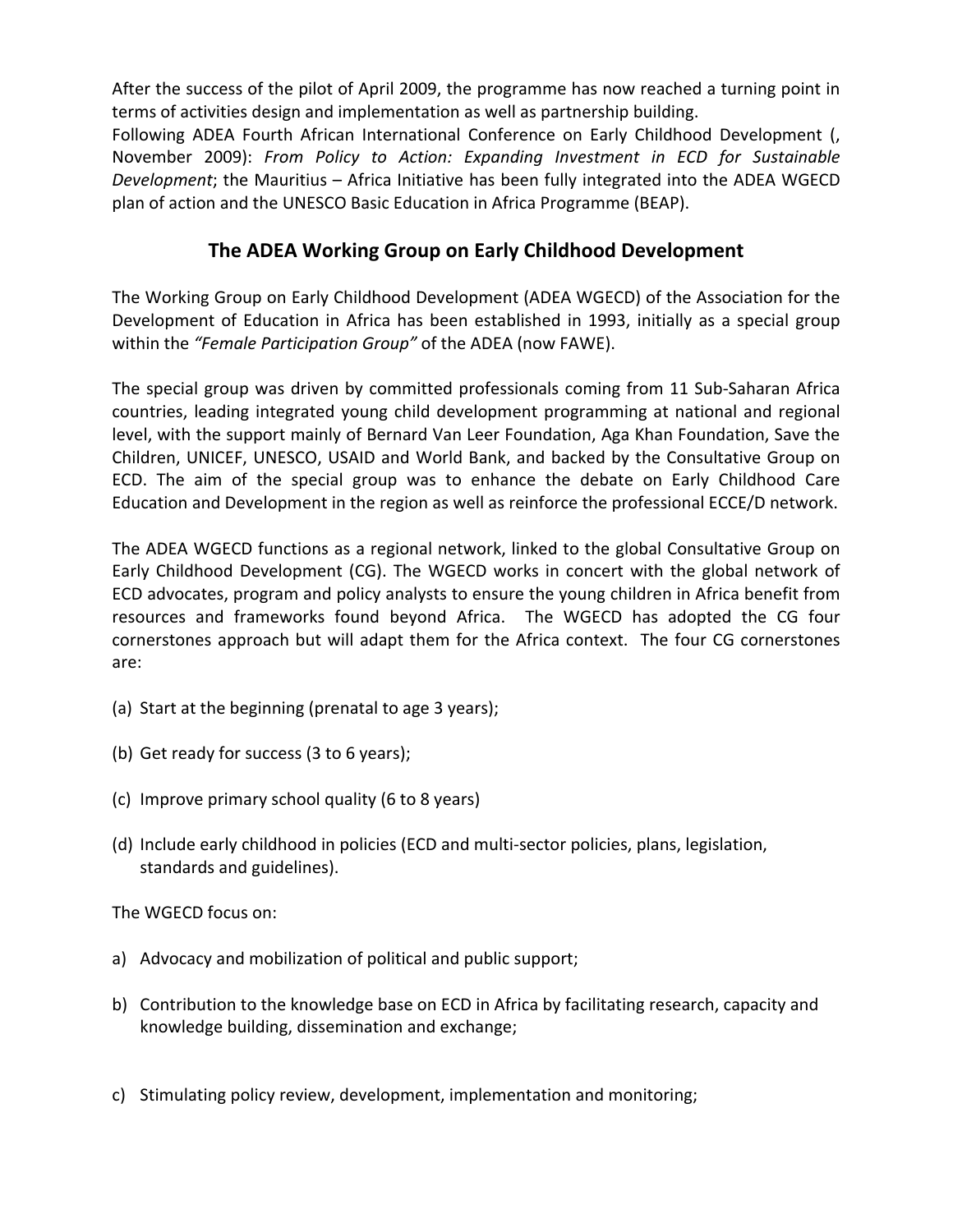After the success of the pilot of April 2009, the programme has now reached a turning point in terms of activities design and implementation as well as partnership building.
Following ADEA Fourth African International Conference on Early Childhood Development (, November 2009): *From Policy to Action: Expanding Investment in ECD for Sustainable Development*; the Mauritius – Africa Initiative has been fully integrated into the ADEA WGECD plan of action and the UNESCO Basic Education in Africa Programme (BEAP).

## The ADEA Working Group on Early Childhood Development

The Working Group on Early Childhood Development (ADEA WGECD) of the Association for the Development of Education in Africa has been established in 1993, initially as a special group within the *"Female Participation Group"* of the ADEA (now FAWE).

The special group was driven by committed professionals coming from 11 Sub-Saharan Africa countries, leading integrated young child development programming at national and regional level, with the support mainly of Bernard Van Leer Foundation, Aga Khan Foundation, Save the Children, UNICEF, UNESCO, USAID and World Bank, and backed by the Consultative Group on ECD. The aim of the special group was to enhance the debate on Early Childhood Care Education and Development in the region as well as reinforce the professional ECCE/D network.

The ADEA WGECD functions as a regional network, linked to the global Consultative Group on Early Childhood Development (CG). The WGECD works in concert with the global network of ECD advocates, program and policy analysts to ensure the young children in Africa benefit from resources and frameworks found beyond Africa. The WGECD has adopted the CG four cornerstones approach but will adapt them for the Africa context. The four CG cornerstones are:

(a) Start at the beginning (prenatal to age 3 years);

(b) Get ready for success (3 to 6 years);

(c) Improve primary school quality (6 to 8 years)

(d) Include early childhood in policies (ECD and multi-sector policies, plans, legislation, standards and guidelines).

The WGECD focus on:

a) Advocacy and mobilization of political and public support;

b) Contribution to the knowledge base on ECD in Africa by facilitating research, capacity and knowledge building, dissemination and exchange;

c) Stimulating policy review, development, implementation and monitoring;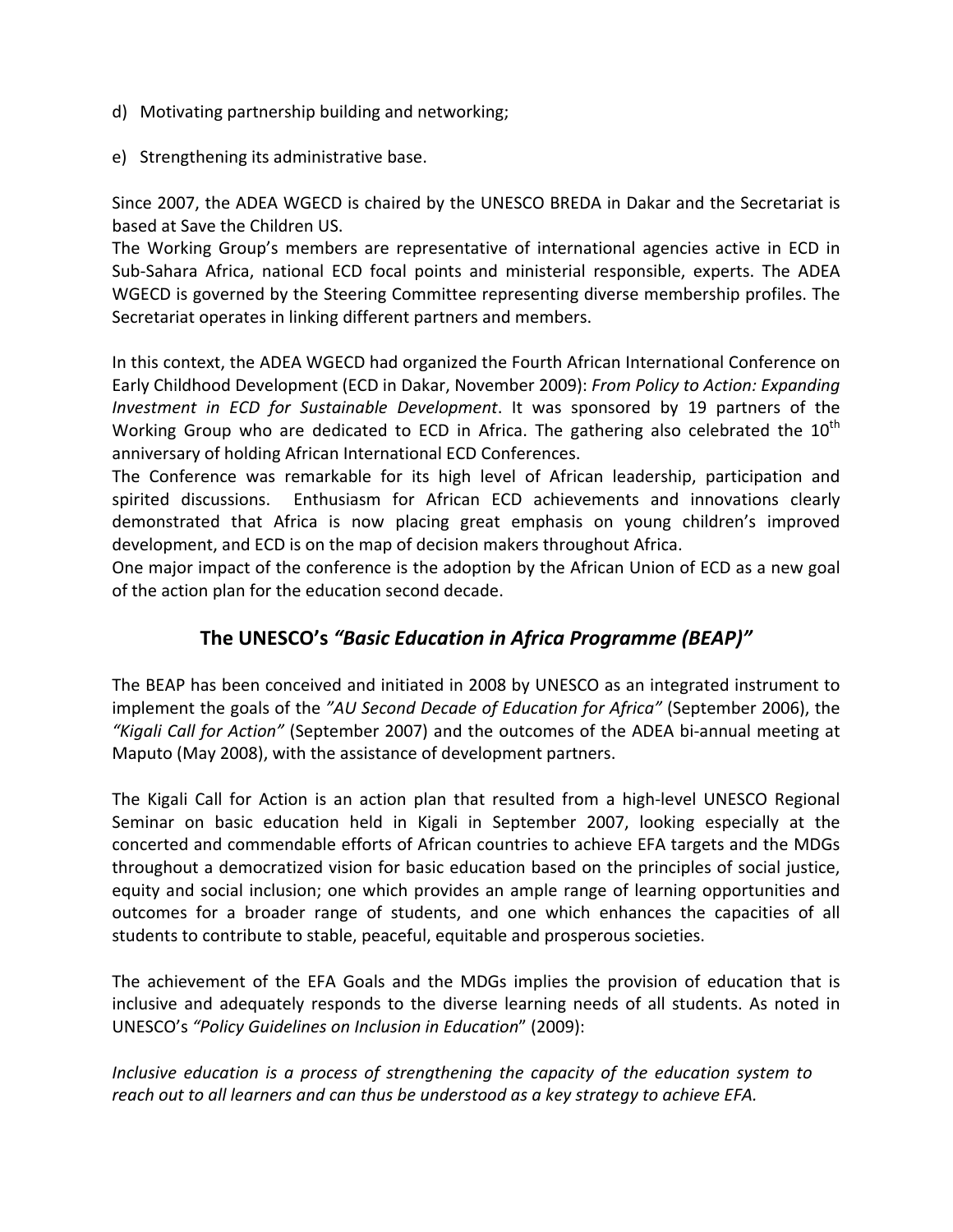d) Motivating partnership building and networking;

e) Strengthening its administrative base.

Since 2007, the ADEA WGECD is chaired by the UNESCO BREDA in Dakar and the Secretariat is based at Save the Children US.
The Working Group's members are representative of international agencies active in ECD in Sub-Sahara Africa, national ECD focal points and ministerial responsible, experts. The ADEA WGECD is governed by the Steering Committee representing diverse membership profiles. The Secretariat operates in linking different partners and members.

In this context, the ADEA WGECD had organized the Fourth African International Conference on Early Childhood Development (ECD in Dakar, November 2009): *From Policy to Action: Expanding Investment in ECD for Sustainable Development*. It was sponsored by 19 partners of the Working Group who are dedicated to ECD in Africa. The gathering also celebrated the 10th anniversary of holding African International ECD Conferences.
The Conference was remarkable for its high level of African leadership, participation and spirited discussions. Enthusiasm for African ECD achievements and innovations clearly demonstrated that Africa is now placing great emphasis on young children's improved development, and ECD is on the map of decision makers throughout Africa.
One major impact of the conference is the adoption by the African Union of ECD as a new goal of the action plan for the education second decade.

## The UNESCO's *"Basic Education in Africa Programme (BEAP)"*

The BEAP has been conceived and initiated in 2008 by UNESCO as an integrated instrument to implement the goals of the *"AU Second Decade of Education for Africa"* (September 2006), the *"Kigali Call for Action"* (September 2007) and the outcomes of the ADEA bi-annual meeting at Maputo (May 2008), with the assistance of development partners.

The Kigali Call for Action is an action plan that resulted from a high-level UNESCO Regional Seminar on basic education held in Kigali in September 2007, looking especially at the concerted and commendable efforts of African countries to achieve EFA targets and the MDGs throughout a democratized vision for basic education based on the principles of social justice, equity and social inclusion; one which provides an ample range of learning opportunities and outcomes for a broader range of students, and one which enhances the capacities of all students to contribute to stable, peaceful, equitable and prosperous societies.

The achievement of the EFA Goals and the MDGs implies the provision of education that is inclusive and adequately responds to the diverse learning needs of all students. As noted in UNESCO's *"Policy Guidelines on Inclusion in Education"* (2009):

*Inclusive education is a process of strengthening the capacity of the education system to reach out to all learners and can thus be understood as a key strategy to achieve EFA.*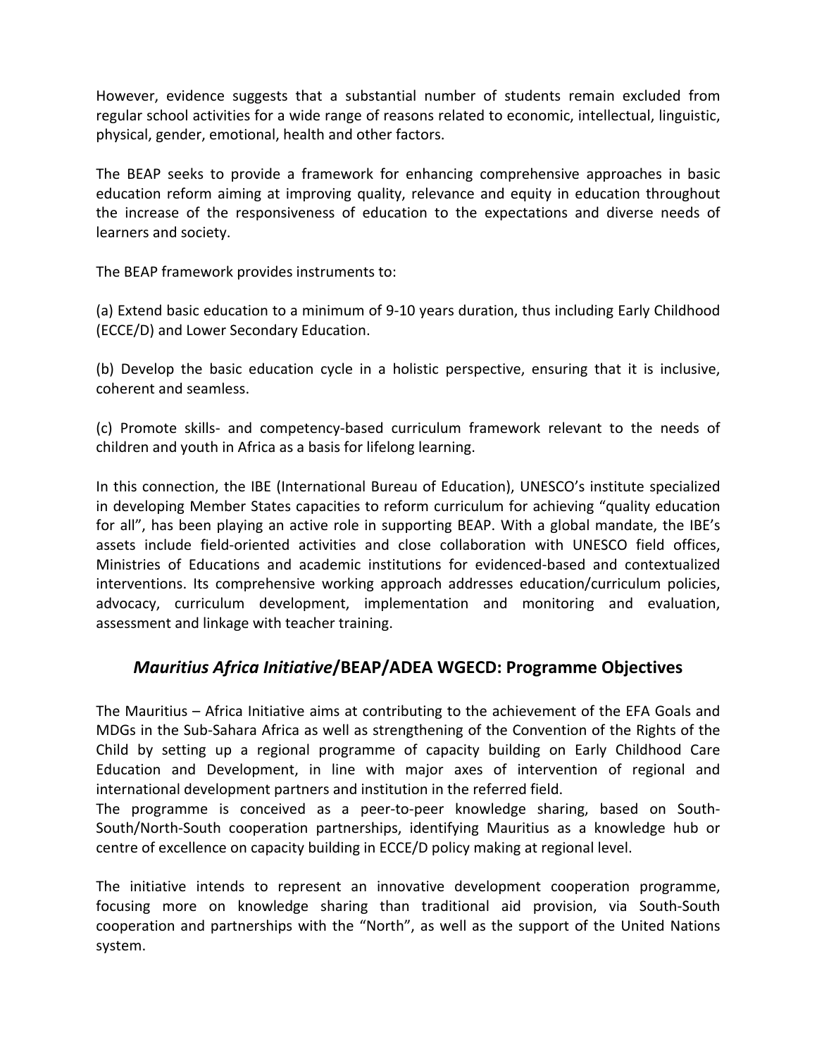However, evidence suggests that a substantial number of students remain excluded from regular school activities for a wide range of reasons related to economic, intellectual, linguistic, physical, gender, emotional, health and other factors.

The BEAP seeks to provide a framework for enhancing comprehensive approaches in basic education reform aiming at improving quality, relevance and equity in education throughout the increase of the responsiveness of education to the expectations and diverse needs of learners and society.

The BEAP framework provides instruments to:

(a) Extend basic education to a minimum of 9-10 years duration, thus including Early Childhood (ECCE/D) and Lower Secondary Education.

(b) Develop the basic education cycle in a holistic perspective, ensuring that it is inclusive, coherent and seamless.

(c) Promote skills- and competency-based curriculum framework relevant to the needs of children and youth in Africa as a basis for lifelong learning.

In this connection, the IBE (International Bureau of Education), UNESCO's institute specialized in developing Member States capacities to reform curriculum for achieving "quality education for all", has been playing an active role in supporting BEAP. With a global mandate, the IBE's assets include field-oriented activities and close collaboration with UNESCO field offices, Ministries of Educations and academic institutions for evidenced-based and contextualized interventions. Its comprehensive working approach addresses education/curriculum policies, advocacy, curriculum development, implementation and monitoring and evaluation, assessment and linkage with teacher training.

## ***Mauritius Africa Initiative*/BEAP/ADEA WGECD: Programme Objectives**

The Mauritius – Africa Initiative aims at contributing to the achievement of the EFA Goals and MDGs in the Sub-Sahara Africa as well as strengthening of the Convention of the Rights of the Child by setting up a regional programme of capacity building on Early Childhood Care Education and Development, in line with major axes of intervention of regional and international development partners and institution in the referred field.
The programme is conceived as a peer-to-peer knowledge sharing, based on South-South/North-South cooperation partnerships, identifying Mauritius as a knowledge hub or centre of excellence on capacity building in ECCE/D policy making at regional level.

The initiative intends to represent an innovative development cooperation programme, focusing more on knowledge sharing than traditional aid provision, via South-South cooperation and partnerships with the "North", as well as the support of the United Nations system.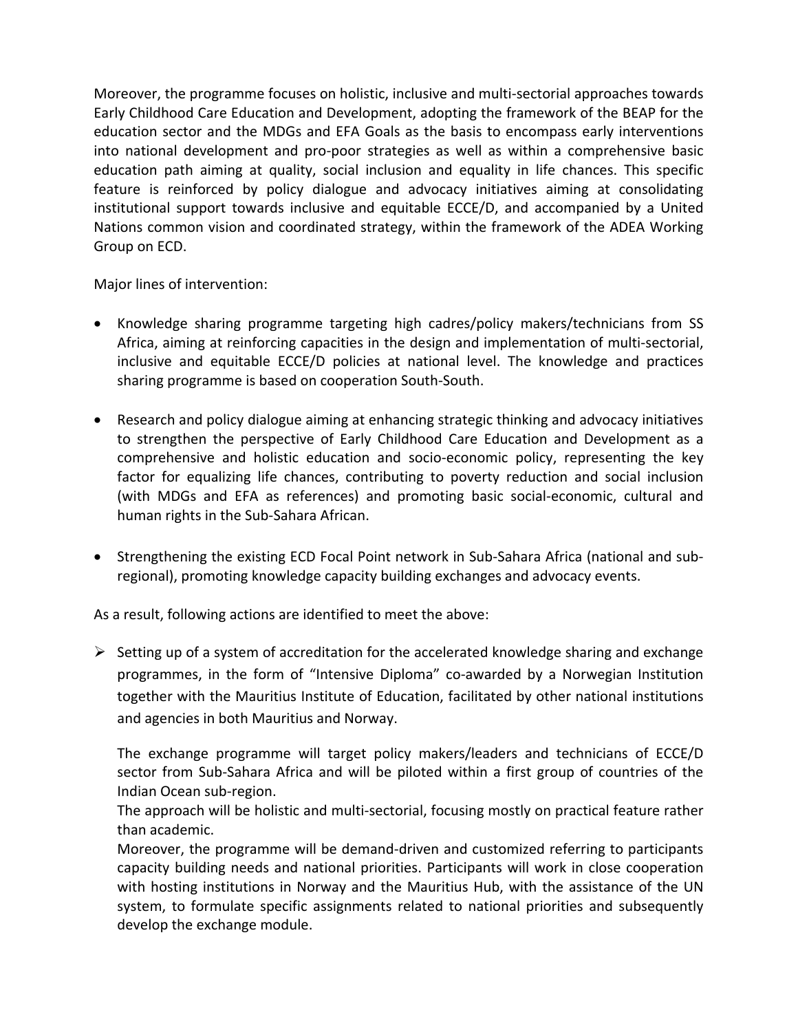Moreover, the programme focuses on holistic, inclusive and multi-sectorial approaches towards Early Childhood Care Education and Development, adopting the framework of the BEAP for the education sector and the MDGs and EFA Goals as the basis to encompass early interventions into national development and pro-poor strategies as well as within a comprehensive basic education path aiming at quality, social inclusion and equality in life chances. This specific feature is reinforced by policy dialogue and advocacy initiatives aiming at consolidating institutional support towards inclusive and equitable ECCE/D, and accompanied by a United Nations common vision and coordinated strategy, within the framework of the ADEA Working Group on ECD.

Major lines of intervention:

- Knowledge sharing programme targeting high cadres/policy makers/technicians from SS Africa, aiming at reinforcing capacities in the design and implementation of multi-sectorial, inclusive and equitable ECCE/D policies at national level. The knowledge and practices sharing programme is based on cooperation South-South.

- Research and policy dialogue aiming at enhancing strategic thinking and advocacy initiatives to strengthen the perspective of Early Childhood Care Education and Development as a comprehensive and holistic education and socio-economic policy, representing the key factor for equalizing life chances, contributing to poverty reduction and social inclusion (with MDGs and EFA as references) and promoting basic social-economic, cultural and human rights in the Sub-Sahara African.

- Strengthening the existing ECD Focal Point network in Sub-Sahara Africa (national and sub-regional), promoting knowledge capacity building exchanges and advocacy events.

As a result, following actions are identified to meet the above:

- Setting up of a system of accreditation for the accelerated knowledge sharing and exchange programmes, in the form of "Intensive Diploma" co-awarded by a Norwegian Institution together with the Mauritius Institute of Education, facilitated by other national institutions and agencies in both Mauritius and Norway.

  The exchange programme will target policy makers/leaders and technicians of ECCE/D sector from Sub-Sahara Africa and will be piloted within a first group of countries of the Indian Ocean sub-region.
  The approach will be holistic and multi-sectorial, focusing mostly on practical feature rather than academic.
  Moreover, the programme will be demand-driven and customized referring to participants capacity building needs and national priorities. Participants will work in close cooperation with hosting institutions in Norway and the Mauritius Hub, with the assistance of the UN system, to formulate specific assignments related to national priorities and subsequently develop the exchange module.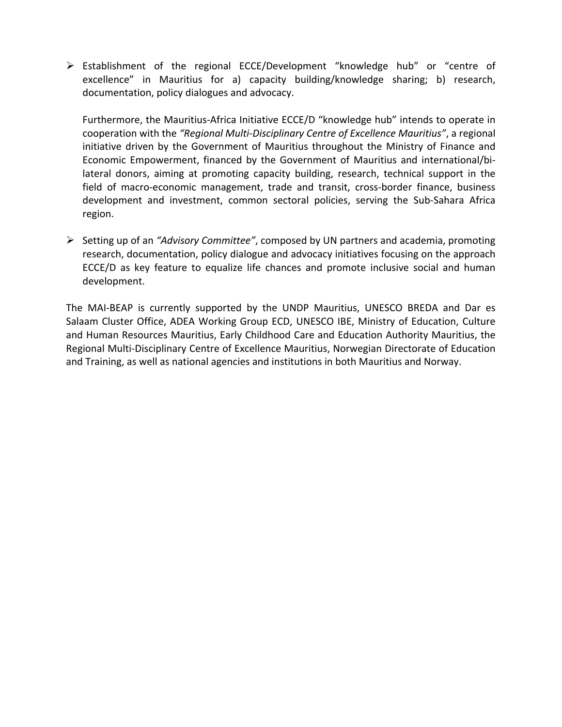- Establishment of the regional ECCE/Development "knowledge hub" or "centre of excellence" in Mauritius for a) capacity building/knowledge sharing; b) research, documentation, policy dialogues and advocacy.

  Furthermore, the Mauritius-Africa Initiative ECCE/D "knowledge hub" intends to operate in cooperation with the *"Regional Multi-Disciplinary Centre of Excellence Mauritius"*, a regional initiative driven by the Government of Mauritius throughout the Ministry of Finance and Economic Empowerment, financed by the Government of Mauritius and international/bi-lateral donors, aiming at promoting capacity building, research, technical support in the field of macro-economic management, trade and transit, cross-border finance, business development and investment, common sectoral policies, serving the Sub-Sahara Africa region.

- Setting up of an *"Advisory Committee"*, composed by UN partners and academia, promoting research, documentation, policy dialogue and advocacy initiatives focusing on the approach ECCE/D as key feature to equalize life chances and promote inclusive social and human development.

The MAI-BEAP is currently supported by the UNDP Mauritius, UNESCO BREDA and Dar es Salaam Cluster Office, ADEA Working Group ECD, UNESCO IBE, Ministry of Education, Culture and Human Resources Mauritius, Early Childhood Care and Education Authority Mauritius, the Regional Multi-Disciplinary Centre of Excellence Mauritius, Norwegian Directorate of Education and Training, as well as national agencies and institutions in both Mauritius and Norway.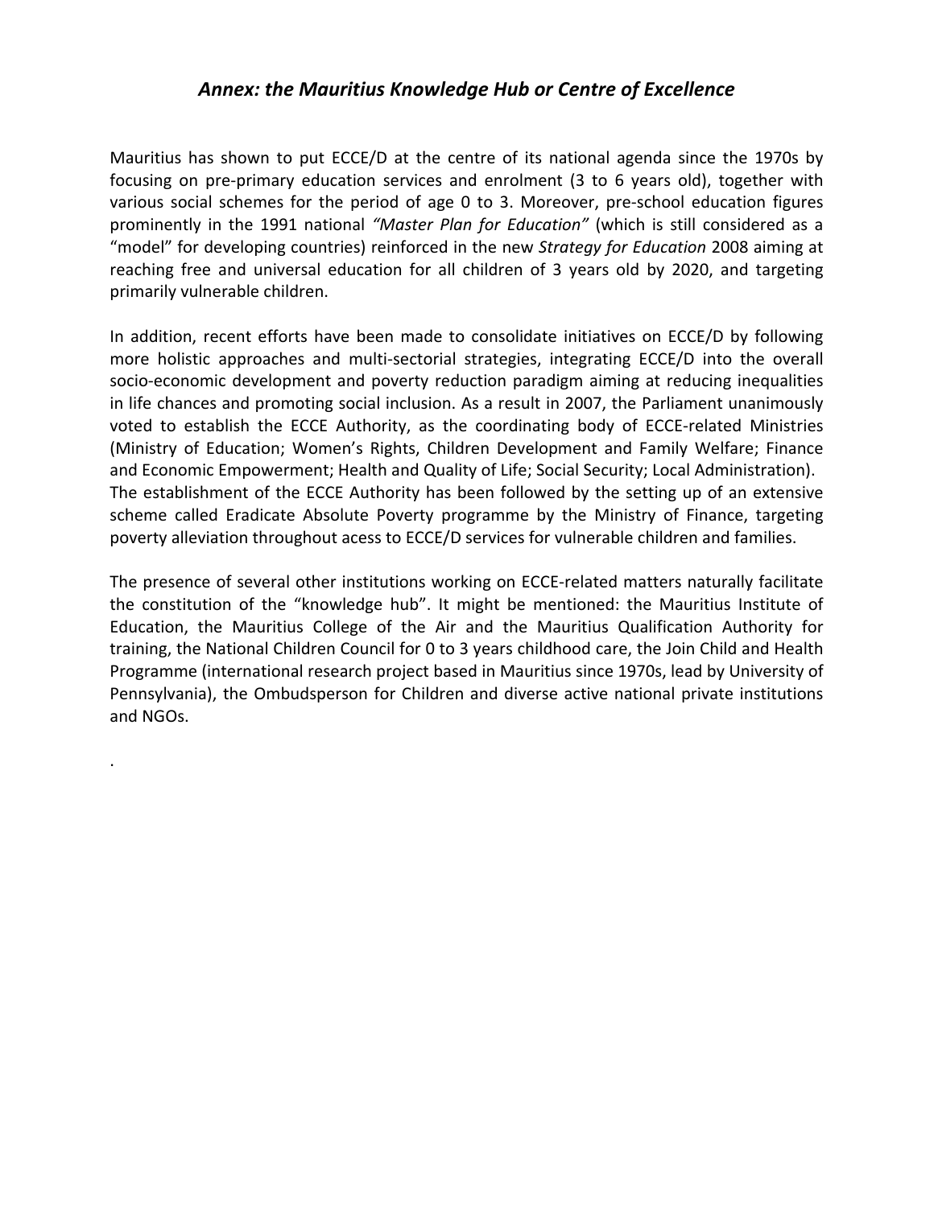## *Annex: the Mauritius Knowledge Hub or Centre of Excellence*

Mauritius has shown to put ECCE/D at the centre of its national agenda since the 1970s by focusing on pre-primary education services and enrolment (3 to 6 years old), together with various social schemes for the period of age 0 to 3. Moreover, pre-school education figures prominently in the 1991 national *"Master Plan for Education"* (which is still considered as a "model" for developing countries) reinforced in the new *Strategy for Education* 2008 aiming at reaching free and universal education for all children of 3 years old by 2020, and targeting primarily vulnerable children.

In addition, recent efforts have been made to consolidate initiatives on ECCE/D by following more holistic approaches and multi-sectorial strategies, integrating ECCE/D into the overall socio-economic development and poverty reduction paradigm aiming at reducing inequalities in life chances and promoting social inclusion. As a result in 2007, the Parliament unanimously voted to establish the ECCE Authority, as the coordinating body of ECCE-related Ministries (Ministry of Education; Women's Rights, Children Development and Family Welfare; Finance and Economic Empowerment; Health and Quality of Life; Social Security; Local Administration). The establishment of the ECCE Authority has been followed by the setting up of an extensive scheme called Eradicate Absolute Poverty programme by the Ministry of Finance, targeting poverty alleviation throughout acess to ECCE/D services for vulnerable children and families.

The presence of several other institutions working on ECCE-related matters naturally facilitate the constitution of the "knowledge hub". It might be mentioned: the Mauritius Institute of Education, the Mauritius College of the Air and the Mauritius Qualification Authority for training, the National Children Council for 0 to 3 years childhood care, the Join Child and Health Programme (international research project based in Mauritius since 1970s, lead by University of Pennsylvania), the Ombudsperson for Children and diverse active national private institutions and NGOs.

.